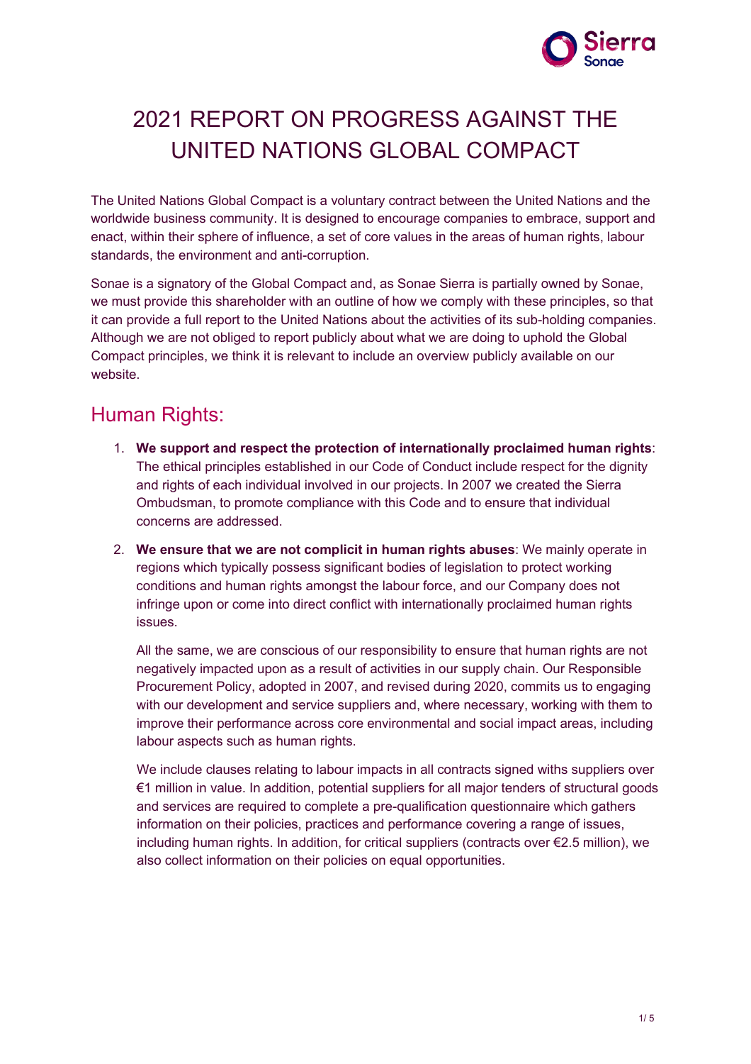# 2021 REPORT ON PROGRESS AGAINST THE UNITED NATIONS GLOBAL COMPACT

The United Nations Global Compact is a voluntary contract between the United Nations and the worldwide business community. It is designed to encourage companies to embrace, support and enact, within their sphere of influence, a set of core values in the areas of human rights, labour standards, the environment and anti-corruption.

Sonae is a signatory of the Global Compact and, as Sonae Sierra is partially owned by Sonae, we must provide this shareholder with an outline of how we comply with these principles, so that it can provide a full report to the United Nations about the activities of its sub-holding companies. Although we are not obliged to report publicly about what we are doing to uphold the Global Compact principles, we think it is relevant to include an overview publicly available on our website.

## Human Rights:

1. **We support and respect the protection of internationally proclaimed human rights**: The ethical principles established in our Code of Conduct include respect for the dignity and rights of each individual involved in our projects. In 2007 we created the Sierra Ombudsman, to promote compliance with this Code and to ensure that individual concerns are addressed.

2. **We ensure that we are not complicit in human rights abuses**: We mainly operate in regions which typically possess significant bodies of legislation to protect working conditions and human rights amongst the labour force, and our Company does not infringe upon or come into direct conflict with internationally proclaimed human rights issues.

   All the same, we are conscious of our responsibility to ensure that human rights are not negatively impacted upon as a result of activities in our supply chain. Our Responsible Procurement Policy, adopted in 2007, and revised during 2020, commits us to engaging with our development and service suppliers and, where necessary, working with them to improve their performance across core environmental and social impact areas, including labour aspects such as human rights.

   We include clauses relating to labour impacts in all contracts signed withs suppliers over €1 million in value. In addition, potential suppliers for all major tenders of structural goods and services are required to complete a pre-qualification questionnaire which gathers information on their policies, practices and performance covering a range of issues, including human rights. In addition, for critical suppliers (contracts over €2.5 million), we also collect information on their policies on equal opportunities.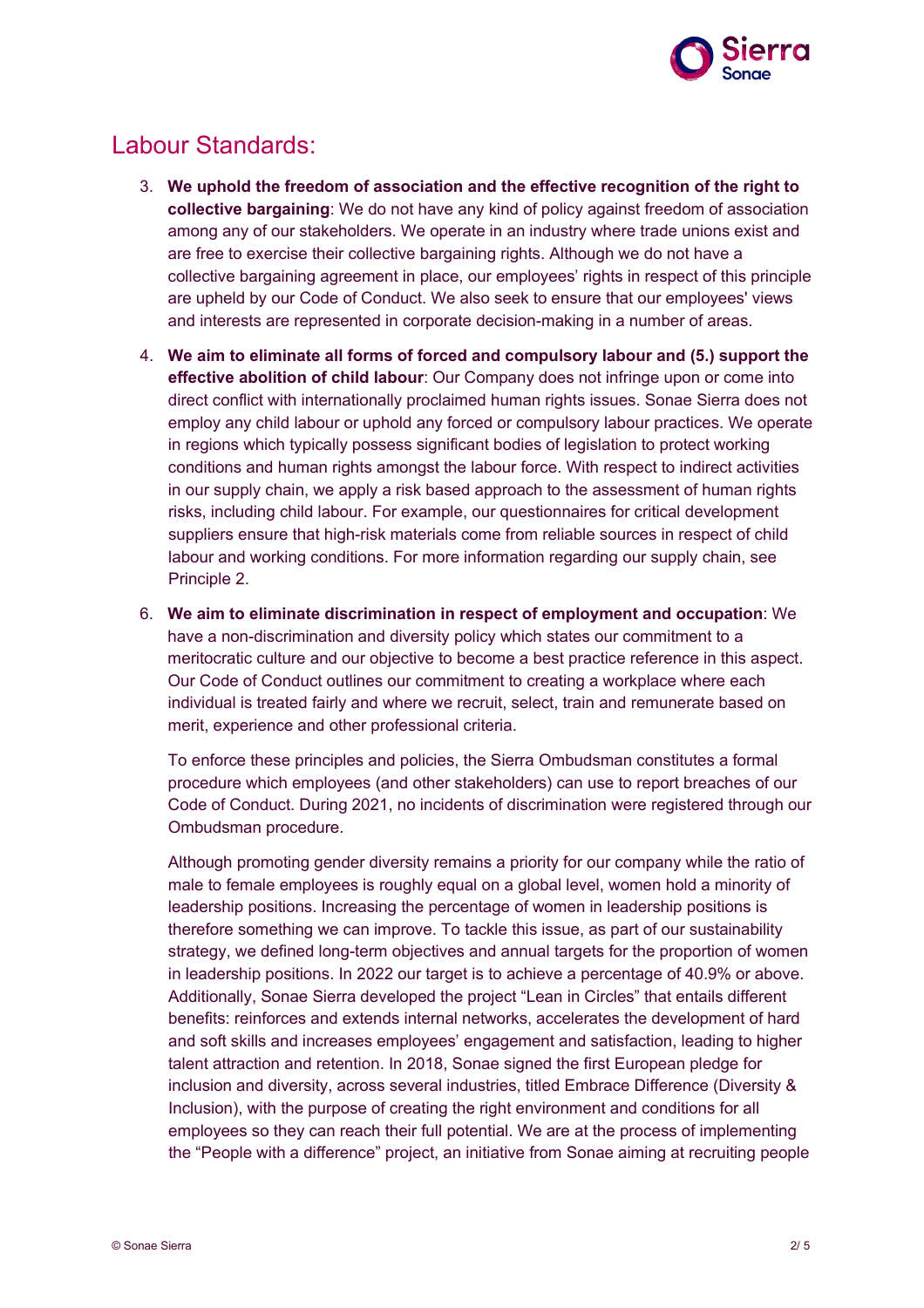## Labour Standards:

3. **We uphold the freedom of association and the effective recognition of the right to collective bargaining**: We do not have any kind of policy against freedom of association among any of our stakeholders. We operate in an industry where trade unions exist and are free to exercise their collective bargaining rights. Although we do not have a collective bargaining agreement in place, our employees' rights in respect of this principle are upheld by our Code of Conduct. We also seek to ensure that our employees' views and interests are represented in corporate decision-making in a number of areas.

4. **We aim to eliminate all forms of forced and compulsory labour and (5.) support the effective abolition of child labour**: Our Company does not infringe upon or come into direct conflict with internationally proclaimed human rights issues. Sonae Sierra does not employ any child labour or uphold any forced or compulsory labour practices. We operate in regions which typically possess significant bodies of legislation to protect working conditions and human rights amongst the labour force. With respect to indirect activities in our supply chain, we apply a risk based approach to the assessment of human rights risks, including child labour. For example, our questionnaires for critical development suppliers ensure that high-risk materials come from reliable sources in respect of child labour and working conditions. For more information regarding our supply chain, see Principle 2.

6. **We aim to eliminate discrimination in respect of employment and occupation**: We have a non-discrimination and diversity policy which states our commitment to a meritocratic culture and our objective to become a best practice reference in this aspect. Our Code of Conduct outlines our commitment to creating a workplace where each individual is treated fairly and where we recruit, select, train and remunerate based on merit, experience and other professional criteria.

   To enforce these principles and policies, the Sierra Ombudsman constitutes a formal procedure which employees (and other stakeholders) can use to report breaches of our Code of Conduct. During 2021, no incidents of discrimination were registered through our Ombudsman procedure.

   Although promoting gender diversity remains a priority for our company while the ratio of male to female employees is roughly equal on a global level, women hold a minority of leadership positions. Increasing the percentage of women in leadership positions is therefore something we can improve. To tackle this issue, as part of our sustainability strategy, we defined long-term objectives and annual targets for the proportion of women in leadership positions. In 2022 our target is to achieve a percentage of 40.9% or above. Additionally, Sonae Sierra developed the project "Lean in Circles" that entails different benefits: reinforces and extends internal networks, accelerates the development of hard and soft skills and increases employees' engagement and satisfaction, leading to higher talent attraction and retention. In 2018, Sonae signed the first European pledge for inclusion and diversity, across several industries, titled Embrace Difference (Diversity & Inclusion), with the purpose of creating the right environment and conditions for all employees so they can reach their full potential. We are at the process of implementing the "People with a difference" project, an initiative from Sonae aiming at recruiting people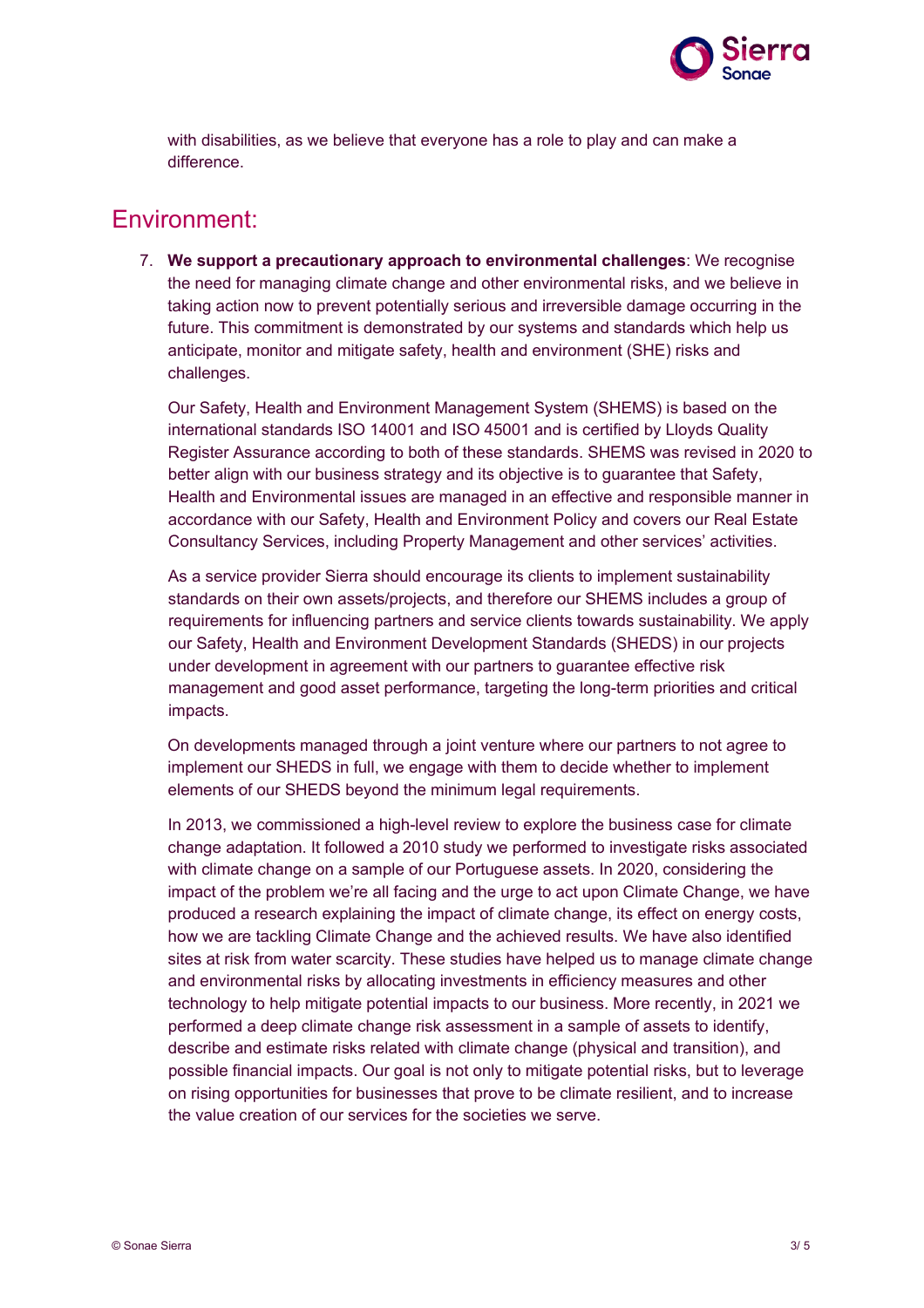with disabilities, as we believe that everyone has a role to play and can make a difference.

## Environment:

7. **We support a precautionary approach to environmental challenges**: We recognise the need for managing climate change and other environmental risks, and we believe in taking action now to prevent potentially serious and irreversible damage occurring in the future. This commitment is demonstrated by our systems and standards which help us anticipate, monitor and mitigate safety, health and environment (SHE) risks and challenges.

   Our Safety, Health and Environment Management System (SHEMS) is based on the international standards ISO 14001 and ISO 45001 and is certified by Lloyds Quality Register Assurance according to both of these standards. SHEMS was revised in 2020 to better align with our business strategy and its objective is to guarantee that Safety, Health and Environmental issues are managed in an effective and responsible manner in accordance with our Safety, Health and Environment Policy and covers our Real Estate Consultancy Services, including Property Management and other services' activities.

   As a service provider Sierra should encourage its clients to implement sustainability standards on their own assets/projects, and therefore our SHEMS includes a group of requirements for influencing partners and service clients towards sustainability. We apply our Safety, Health and Environment Development Standards (SHEDS) in our projects under development in agreement with our partners to guarantee effective risk management and good asset performance, targeting the long-term priorities and critical impacts.

   On developments managed through a joint venture where our partners to not agree to implement our SHEDS in full, we engage with them to decide whether to implement elements of our SHEDS beyond the minimum legal requirements.

   In 2013, we commissioned a high-level review to explore the business case for climate change adaptation. It followed a 2010 study we performed to investigate risks associated with climate change on a sample of our Portuguese assets. In 2020, considering the impact of the problem we're all facing and the urge to act upon Climate Change, we have produced a research explaining the impact of climate change, its effect on energy costs, how we are tackling Climate Change and the achieved results. We have also identified sites at risk from water scarcity. These studies have helped us to manage climate change and environmental risks by allocating investments in efficiency measures and other technology to help mitigate potential impacts to our business. More recently, in 2021 we performed a deep climate change risk assessment in a sample of assets to identify, describe and estimate risks related with climate change (physical and transition), and possible financial impacts. Our goal is not only to mitigate potential risks, but to leverage on rising opportunities for businesses that prove to be climate resilient, and to increase the value creation of our services for the societies we serve.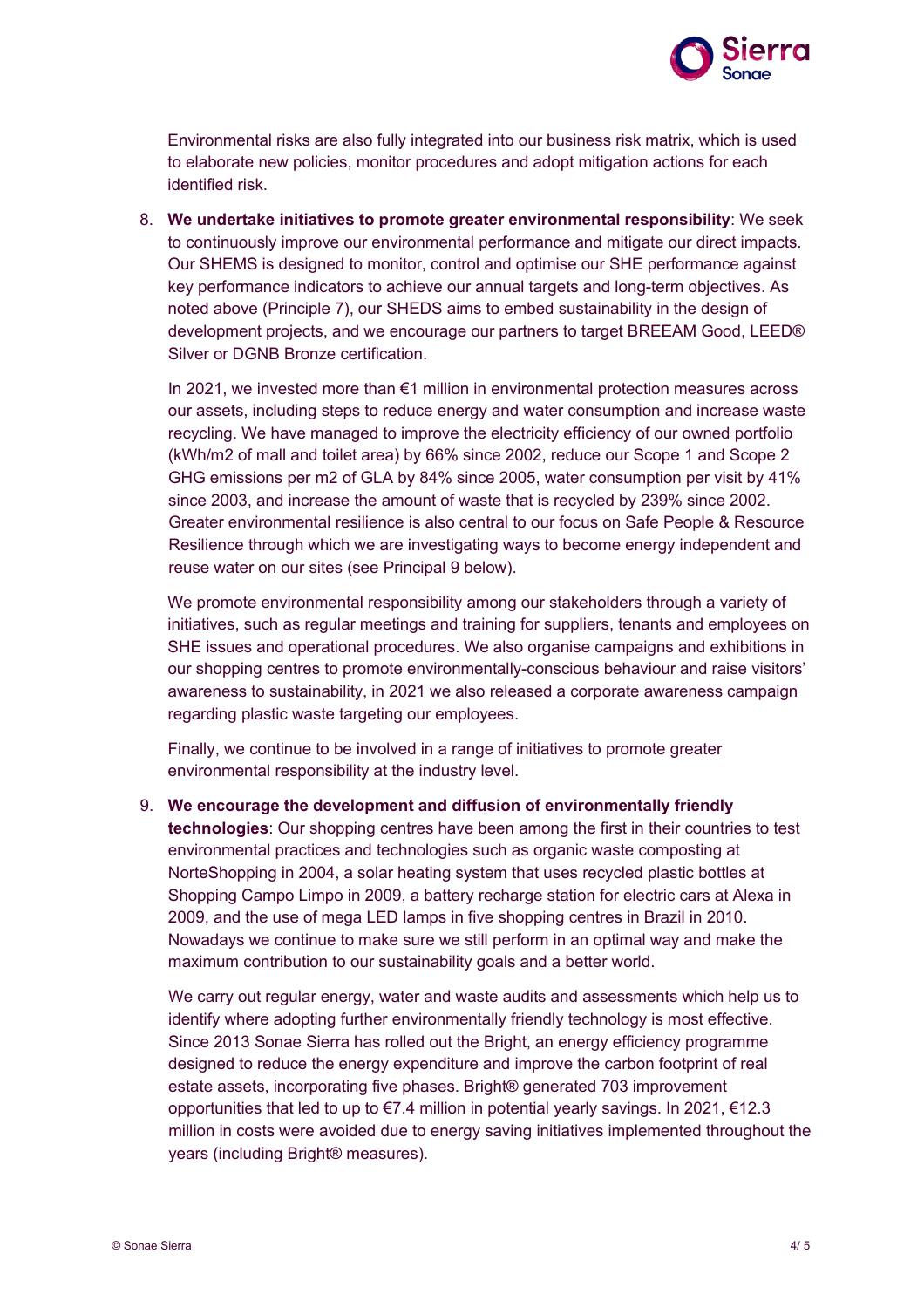Environmental risks are also fully integrated into our business risk matrix, which is used to elaborate new policies, monitor procedures and adopt mitigation actions for each identified risk.

8. **We undertake initiatives to promote greater environmental responsibility**: We seek to continuously improve our environmental performance and mitigate our direct impacts. Our SHEMS is designed to monitor, control and optimise our SHE performance against key performance indicators to achieve our annual targets and long-term objectives. As noted above (Principle 7), our SHEDS aims to embed sustainability in the design of development projects, and we encourage our partners to target BREEAM Good, LEED® Silver or DGNB Bronze certification.

   In 2021, we invested more than €1 million in environmental protection measures across our assets, including steps to reduce energy and water consumption and increase waste recycling. We have managed to improve the electricity efficiency of our owned portfolio (kWh/m2 of mall and toilet area) by 66% since 2002, reduce our Scope 1 and Scope 2 GHG emissions per m2 of GLA by 84% since 2005, water consumption per visit by 41% since 2003, and increase the amount of waste that is recycled by 239% since 2002. Greater environmental resilience is also central to our focus on Safe People & Resource Resilience through which we are investigating ways to become energy independent and reuse water on our sites (see Principal 9 below).

   We promote environmental responsibility among our stakeholders through a variety of initiatives, such as regular meetings and training for suppliers, tenants and employees on SHE issues and operational procedures. We also organise campaigns and exhibitions in our shopping centres to promote environmentally-conscious behaviour and raise visitors' awareness to sustainability, in 2021 we also released a corporate awareness campaign regarding plastic waste targeting our employees.

   Finally, we continue to be involved in a range of initiatives to promote greater environmental responsibility at the industry level.

9. **We encourage the development and diffusion of environmentally friendly technologies**: Our shopping centres have been among the first in their countries to test environmental practices and technologies such as organic waste composting at NorteShopping in 2004, a solar heating system that uses recycled plastic bottles at Shopping Campo Limpo in 2009, a battery recharge station for electric cars at Alexa in 2009, and the use of mega LED lamps in five shopping centres in Brazil in 2010. Nowadays we continue to make sure we still perform in an optimal way and make the maximum contribution to our sustainability goals and a better world.

   We carry out regular energy, water and waste audits and assessments which help us to identify where adopting further environmentally friendly technology is most effective. Since 2013 Sonae Sierra has rolled out the Bright, an energy efficiency programme designed to reduce the energy expenditure and improve the carbon footprint of real estate assets, incorporating five phases. Bright® generated 703 improvement opportunities that led to up to €7.4 million in potential yearly savings. In 2021, €12.3 million in costs were avoided due to energy saving initiatives implemented throughout the years (including Bright® measures).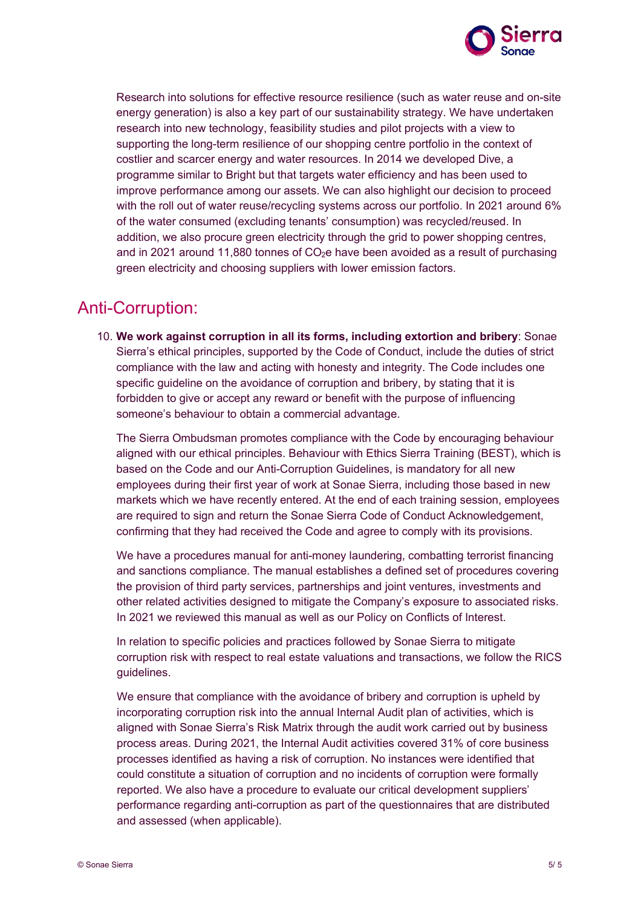Research into solutions for effective resource resilience (such as water reuse and on-site energy generation) is also a key part of our sustainability strategy. We have undertaken research into new technology, feasibility studies and pilot projects with a view to supporting the long-term resilience of our shopping centre portfolio in the context of costlier and scarcer energy and water resources. In 2014 we developed Dive, a programme similar to Bright but that targets water efficiency and has been used to improve performance among our assets. We can also highlight our decision to proceed with the roll out of water reuse/recycling systems across our portfolio. In 2021 around 6% of the water consumed (excluding tenants' consumption) was recycled/reused. In addition, we also procure green electricity through the grid to power shopping centres, and in 2021 around 11,880 tonnes of $CO_2e$ have been avoided as a result of purchasing green electricity and choosing suppliers with lower emission factors.

## Anti-Corruption:

10. **We work against corruption in all its forms, including extortion and bribery**: Sonae Sierra's ethical principles, supported by the Code of Conduct, include the duties of strict compliance with the law and acting with honesty and integrity. The Code includes one specific guideline on the avoidance of corruption and bribery, by stating that it is forbidden to give or accept any reward or benefit with the purpose of influencing someone's behaviour to obtain a commercial advantage.

    The Sierra Ombudsman promotes compliance with the Code by encouraging behaviour aligned with our ethical principles. Behaviour with Ethics Sierra Training (BEST), which is based on the Code and our Anti-Corruption Guidelines, is mandatory for all new employees during their first year of work at Sonae Sierra, including those based in new markets which we have recently entered. At the end of each training session, employees are required to sign and return the Sonae Sierra Code of Conduct Acknowledgement, confirming that they had received the Code and agree to comply with its provisions.

    We have a procedures manual for anti-money laundering, combatting terrorist financing and sanctions compliance. The manual establishes a defined set of procedures covering the provision of third party services, partnerships and joint ventures, investments and other related activities designed to mitigate the Company's exposure to associated risks. In 2021 we reviewed this manual as well as our Policy on Conflicts of Interest.

    In relation to specific policies and practices followed by Sonae Sierra to mitigate corruption risk with respect to real estate valuations and transactions, we follow the RICS guidelines.

    We ensure that compliance with the avoidance of bribery and corruption is upheld by incorporating corruption risk into the annual Internal Audit plan of activities, which is aligned with Sonae Sierra's Risk Matrix through the audit work carried out by business process areas. During 2021, the Internal Audit activities covered 31% of core business processes identified as having a risk of corruption. No instances were identified that could constitute a situation of corruption and no incidents of corruption were formally reported. We also have a procedure to evaluate our critical development suppliers' performance regarding anti-corruption as part of the questionnaires that are distributed and assessed (when applicable).